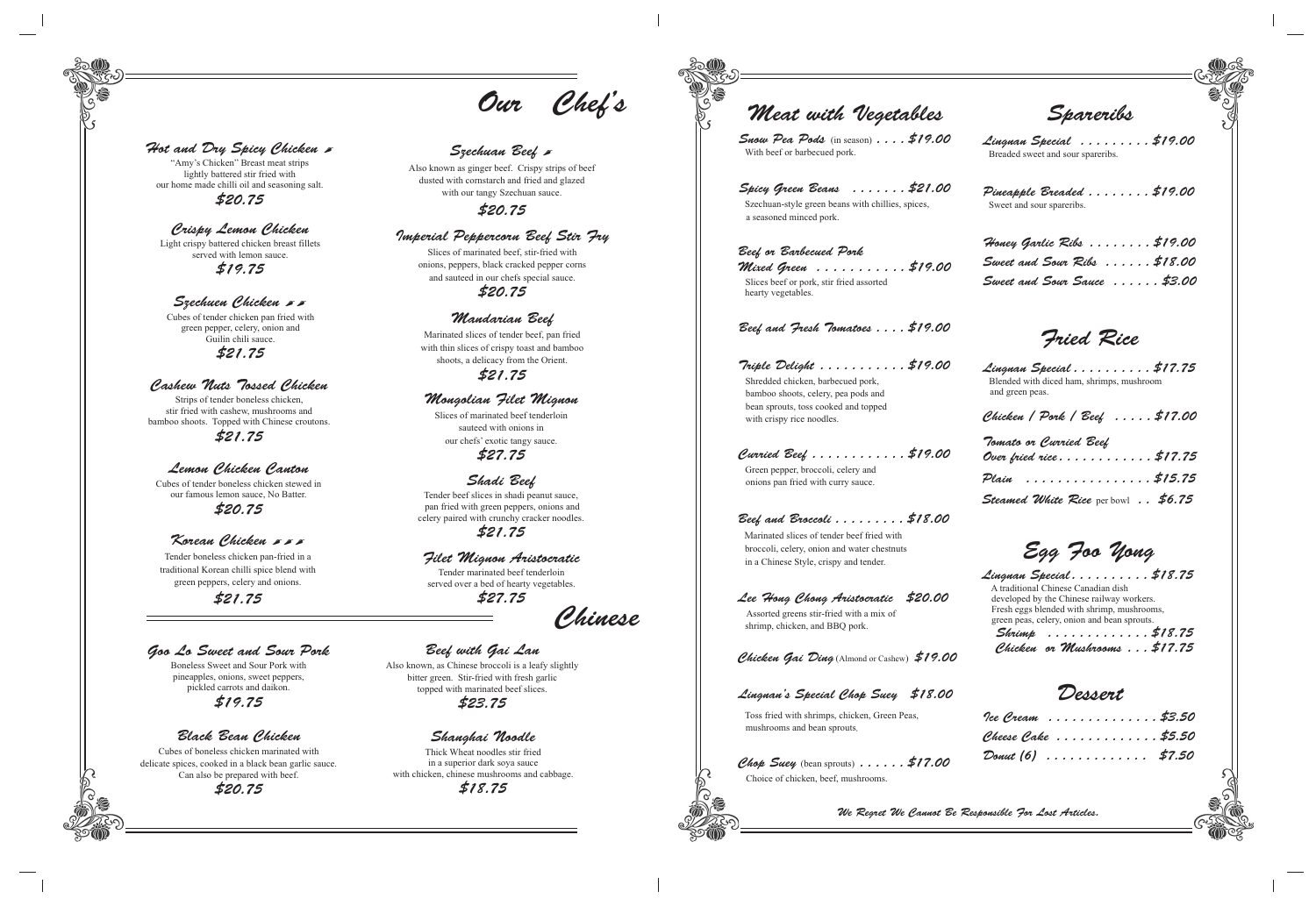# Our Chef's Chinese

### Hot and Dry Spicy Chicken 🌶

"Amy's Chicken" Breast meat strips lightly battered stir fried with our home made chilli oil and seasoning salt.

**$20.75**

### Crispy Lemon Chicken

Light crispy battered chicken breast fillets served with lemon sauce.

**$19.75**

### Szechuen Chicken 🌶🌶

Cubes of tender chicken pan fried with green pepper, celery, onion and Guilin chili sauce.

**$21.75**

### Cashew Nuts Tossed Chicken

Strips of tender boneless chicken, stir fried with cashew, mushrooms and bamboo shoots. Topped with Chinese croutons.

**$21.75**

### Lemon Chicken Canton

Cubes of tender boneless chicken stewed in our famous lemon sauce, No Batter.

**$20.75**

### Korean Chicken 🌶🌶🌶

Tender boneless chicken pan-fried in a traditional Korean chilli spice blend with green peppers, celery and onions.

**$21.75**

### Szechuan Beef 🌶

Also known as ginger beef. Crispy strips of beef dusted with cornstarch and fried and glazed with our tangy Szechuan sauce.

**$20.75**

### Imperial Peppercorn Beef Stir Fry

Slices of marinated beef, stir-fried with onions, peppers, black cracked pepper corns and sauteed in our chefs special sauce.

**$20.75**

### Mandarian Beef

Marinated slices of tender beef, pan fried with thin slices of crispy toast and bamboo shoots, a delicacy from the Orient.

**$21.75**

### Mongolian Filet Mignon

Slices of marinated beef tenderloin sauteed with onions in our chefs' exotic tangy sauce.

**$27.75**

### Shadi Beef

Tender beef slices in shadi peanut sauce, pan fried with green peppers, onions and celery paired with crunchy cracker noodles.

**$21.75**

### Filet Mignon Aristocratic

Tender marinated beef tenderloin served over a bed of hearty vegetables.

**$27.75**

### Goo Lo Sweet and Sour Pork

Boneless Sweet and Sour Pork with pineapples, onions, sweet peppers, pickled carrots and daikon.

**$19.75**

### Black Bean Chicken

Cubes of boneless chicken marinated with delicate spices, cooked in a black bean garlic sauce. Can also be prepared with beef.

**$20.75**

### Beef with Gai Lan

Also known, as Chinese broccoli is a leafy slightly bitter green. Stir-fried with fresh garlic topped with marinated beef slices.

**$23.75**

### Shanghai Noodle

Thick Wheat noodles stir fried in a superior dark soya sauce with chicken, chinese mushrooms and cabbage.

**$18.75**

## Meat with Vegetables

**Snow Pea Pods** (in season) . . . . **$19.00**
With beef or barbecued pork.

**Spicy Green Beans** . . . . . . . **$21.00**
Szechuan-style green beans with chillies, spices, a seasoned minced pork.

**Beef or Barbecued Pork Mixed Green** . . . . . . . . . . . **$19.00**
Slices beef or pork, stir fried assorted hearty vegetables.

**Beef and Fresh Tomatoes** . . . . **$19.00**

**Triple Delight** . . . . . . . . . . . **$19.00**
Shredded chicken, barbecued pork, bamboo shoots, celery, pea pods and bean sprouts, toss cooked and topped with crispy rice noodles.

**Curried Beef** . . . . . . . . . . . . **$19.00**
Green pepper, broccoli, celery and onions pan fried with curry sauce.

**Beef and Broccoli** . . . . . . . . . **$18.00**
Marinated slices of tender beef fried with broccoli, celery, onion and water chestnuts in a Chinese Style, crispy and tender.

**Lee Hong Chong Aristocratic** **$20.00**
Assorted greens stir-fried with a mix of shrimp, chicken, and BBQ pork.

**Chicken Gai Ding** (Almond or Cashew) **$19.00**

**Lingnan's Special Chop Suey** **$18.00**
Toss fried with shrimps, chicken, Green Peas, mushrooms and bean sprouts.

**Chop Suey** (bean sprouts) . . . . . . **$17.00**
Choice of chicken, beef, mushrooms.

## Spareribs

**Lingnan Special** . . . . . . . . . **$19.00**
Breaded sweet and sour spareribs.

**Pineapple Breaded** . . . . . . . . **$19.00**
Sweet and sour spareribs.

**Honey Garlic Ribs** . . . . . . . . **$19.00**

**Sweet and Sour Ribs** . . . . . . **$18.00**

**Sweet and Sour Sauce** . . . . . . **$3.00**

## Fried Rice

**Lingnan Special** . . . . . . . . . . **$17.75**
Blended with diced ham, shrimps, mushroom and green peas.

**Chicken / Pork / Beef** . . . . . **$17.00**

**Tomato or Curried Beef Over fried rice** . . . . . . . . . . . **$17.75**

**Plain** . . . . . . . . . . . . . . . . **$15.75**

**Steamed White Rice** per bowl . . **$6.75**

## Egg Foo Yong

**Lingnan Special** . . . . . . . . . . **$18.75**
A traditional Chinese Canadian dish developed by the Chinese railway workers. Fresh eggs blended with shrimp, mushrooms, green peas, celery, onion and bean sprouts.

**Shrimp** . . . . . . . . . . . . . **$18.75**

**Chicken or Mushrooms** . . . **$17.75**

## Dessert

**Ice Cream** . . . . . . . . . . . . . . **$3.50**

**Cheese Cake** . . . . . . . . . . . . . **$5.50**

**Donut (6)** . . . . . . . . . . . . . **$7.50**

*We Regret We Cannot Be Responsible For Lost Articles.*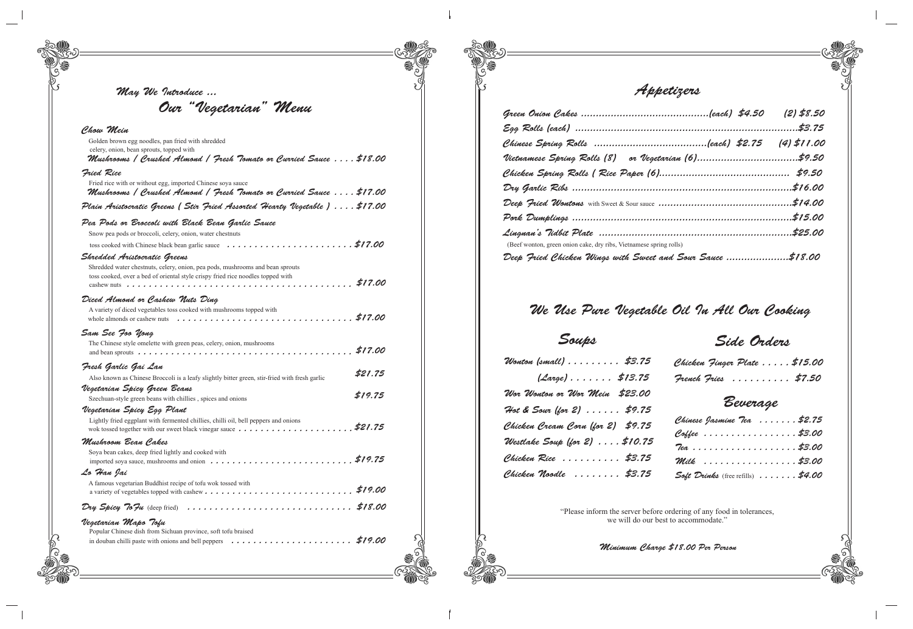## May We Introduce ...

# Our "Vegetarian" Menu

### Chow Mein
Golden brown egg noodles, pan fried with shredded celery, onion, bean sprouts, topped with
*Mushrooms / Crushed Almond / Fresh Tomato or Curried Sauce* .... $18.00

### Fried Rice
Fried rice with or without egg, imported Chinese soya sauce
*Mushrooms / Crushed Almond / Fresh Tomato or Curried Sauce* .... $17.00

### Plain Aristocratic Greens ( Stir Fried Assorted Hearty Vegetable ) .... $17.00

### Pea Pods or Broccoli with Black Bean Garlic Sauce
Snow pea pods or broccoli, celery, onion, water chestnuts toss cooked with Chinese black bean garlic sauce .... $17.00

### Shredded Aristocratic Greens
Shredded water chestnuts, celery, onion, pea pods, mushrooms and bean sprouts toss cooked, over a bed of oriental style crispy fried rice noodles topped with cashew nuts .... $17.00

### Diced Almond or Cashew Nuts Ding
A variety of diced vegetables toss cooked with mushrooms topped with whole almonds or cashew nuts .... $17.00

### Sam See Foo Yong
The Chinese style omelette with green peas, celery, onion, mushrooms and bean sprouts .... $17.00

### Fresh Garlic Gai Lan .... $21.75
Also known as Chinese Broccoli is a leafy slightly bitter green, stir-fried with fresh garlic

### Vegetarian Spicy Green Beans .... $19.75
Szechuan-style green beans with chillies , spices and onions

### Vegetarian Spicy Egg Plant
Lightly fried eggplant with fermented chillies, chilli oil, bell peppers and onions wok tossed together with our sweet black vinegar sauce .... $21.75

### Mushroom Bean Cakes
Soya bean cakes, deep fried lightly and cooked with imported soya sauce, mushrooms and onion .... $19.75

### Lo Han Jai
A famous vegetarian Buddhist recipe of tofu wok tossed with a variety of vegetables topped with cashew .... $19.00

### Dry Spicy ToFu (deep fried) .... $18.00

### Vegetarian Mapo Tofu
Popular Chinese dish from Sichuan province, soft tofu braised in douban chilli paste with onions and bell peppers .... $19.00

# Appetizers

- Green Onion Cakes .... (each) $4.50 (2) $8.50
- Egg Rolls (each) .... $3.75
- Chinese Spring Rolls .... (each) $2.75 (4) $11.00
- Vietnamese Spring Rolls (8) or Vegetarian (6) .... $9.50
- Chicken Spring Rolls ( Rice Paper (6) .... $9.50
- Dry Garlic Ribs .... $16.00
- Deep Fried Wontons with Sweet & Sour sauce .... $14.00
- Pork Dumplings .... $15.00
- Lingnan's Tidbit Plate .... $25.00
  (Beef wonton, green onion cake, dry ribs, Vietnamese spring rolls)
- Deep Fried Chicken Wings with Sweet and Sour Sauce .... $18.00

## We Use Pure Vegetable Oil In All Our Cooking

## Soups

- Wonton (small) .... $3.75
- (Large) .... $13.75
- Wor Wonton or Wor Mein $23.00
- Hot & Sour (for 2) .... $9.75
- Chicken Cream Corn (for 2) $9.75
- Westlake Soup (for 2) .... $10.75
- Chicken Rice .... $3.75
- Chicken Noodle .... $3.75

## Side Orders

- Chicken Finger Plate .... $15.00
- French Fries .... $7.50

## Beverage

- Chinese Jasmine Tea .... $2.75
- Coffee .... $3.00
- Tea .... $3.00
- Milk .... $3.00
- Soft Drinks (free refills) .... $4.00

"Please inform the server before ordering of any food in tolerances, we will do our best to accommodate."

*Minimum Charge $18.00 Per Person*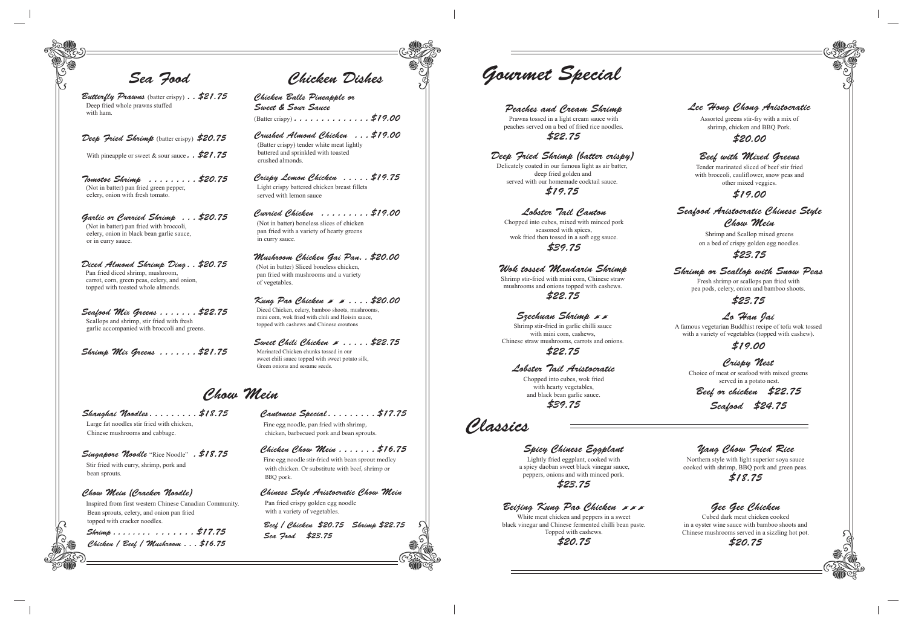## Sea Food

**Butterfly Prawns** (batter crispy) . . $21.75
Deep fried whole prawns stuffed with ham.

**Deep Fried Shrimp** (batter crispy) $20.75
With pineapple or sweet & sour sauce . . $21.75

**Tomotoe Shrimp** . . . . . . . . . $20.75
(Not in batter) pan fried green pepper, celery, onion with fresh tomato.

**Garlic or Curried Shrimp** . . . $20.75
(Not in batter) pan fried with broccoli, celery, onion in black bean garlic sauce, or in curry sauce.

**Diced Almond Shrimp Ding** . . $20.75
Pan fried diced shrimp, mushroom, carrot, corn, green peas, celery, and onion, topped with toasted whole almonds.

**Seafood Mix Greens** . . . . . . . $22.75
Scallops and shrimp, stir fried with fresh garlic accompanied with broccoli and greens.

**Shrimp Mix Greens** . . . . . . . $21.75

## Chicken Dishes

**Chicken Balls Pineapple or Sweet & Sour Sauce**
(Batter crispy) . . . . . . . . . . . . . . $19.00

**Crushed Almond Chicken** . . . $19.00
(Batter crispy) tender white meat lightly battered and sprinkled with toasted crushed almonds.

**Crispy Lemon Chicken** . . . . . $19.75
Light crispy battered chicken breast fillets served with lemon sauce

**Curried Chicken** . . . . . . . . . $19.00
(Not in batter) boneless slices of chicken pan fried with a variety of hearty greens in curry sauce.

**Mushroom Chicken Gai Pan** . . $20.00
(Not in batter) Sliced boneless chicken, pan fried with mushrooms and a variety of vegetables.

**Kung Pao Chicken** 🌶🌶 . . . . $20.00
Diced Chicken, celery, bamboo shoots, mushrooms, mini corn, wok fried with chili and Hoisin sauce, topped with cashews and Chinese croutons

**Sweet Chili Chicken** 🌶 . . . . . $22.75
Marinated Chicken chunks tossed in our sweet chili sauce topped with sweet potato silk, Green onions and sesame seeds.

## Chow Mein

**Shanghai Noodles** . . . . . . . . . $18.75
Large fat noodles stir fried with chicken, Chinese mushrooms and cabbage.

**Singapore Noodle** "Rice Noodle" . $18.75
Stir fried with curry, shrimp, pork and bean sprouts.

**Chow Mein (Cracker Noodle)**
Inspired from first western Chinese Canadian Community. Bean sprouts, celery, and onion pan fried topped with cracker noodles.
Shrimp . . . . . . . . . . . . . . . $17.75
Chicken / Beef / Mushroom . . . $16.75

**Cantonese Special** . . . . . . . . . $17.75
Fine egg noodle, pan fried with shrimp, chicken, barbecued pork and bean sprouts.

**Chicken Chow Mein** . . . . . . . $16.75
Fine egg noodle stir-fried with bean sprout medley with chicken. Or substitute with beef, shrimp or BBQ pork.

**Chinese Style Aristocratic Chow Mein**
Pan fried crispy golden egg noodle with a variety of vegetables.
Beef / Chicken $20.75 Shrimp $22.75
Sea Food $23.75

## Gourmet Special

**Peaches and Cream Shrimp**
Prawns tossed in a light cream sauce with peaches served on a bed of fried rice noodles.
$22.75

**Deep Fried Shrimp (batter crispy)**
Delicately coated in our famous light as air batter, deep fried golden and served with our homemade cocktail sauce.
$19.75

**Lobster Tail Canton**
Chopped into cubes, mixed with minced pork seasoned with spices, wok fried then tossed in a soft egg sauce.
$39.75

**Wok tossed Mandarin Shrimp**
Shrimp stir-fried with mini corn, Chinese straw mushrooms and onions topped with cashews.
$22.75

**Szechuan Shrimp** 🌶🌶
Shrimp stir-fried in garlic chilli sauce with mini corn, cashews, Chinese straw mushrooms, carrots and onions.
$22.75

**Lobster Tail Aristocratic**
Chopped into cubes, wok fried with hearty vegetables, and black bean garlic sauce.
$39.75

**Lee Hong Chong Aristocratic**
Assorted greens stir-fry with a mix of shrimp, chicken and BBQ Pork.
$20.00

**Beef with Mixed Greens**
Tender marinated sliced of beef stir fried with broccoli, cauliflower, snow peas and other mixed veggies.
$19.00

**Seafood Aristocratic Chinese Style Chow Mein**
Shrimp and Scallop mixed greens on a bed of crispy golden egg noodles.
$23.75

**Shrimp or Scallop with Snow Peas**
Fresh shrimp or scallops pan fried with pea pods, celery, onion and bamboo shoots.
$23.75

**Lo Han Jai**
A famous vegetarian Buddhist recipe of tofu wok tossed with a variety of vegetables (topped with cashew).
$19.00

**Crispy Nest**
Choice of meat or seafood with mixed greens served in a potato nest.
Beef or chicken $22.75
Seafood $24.75

## Classics

**Spicy Chinese Eggplant**
Lightly fried eggplant, cooked with a spicy daoban sweet black vinegar sauce, peppers, onions and with minced pork.
$23.75

**Beijing Kung Pao Chicken** 🌶🌶🌶
White meat chicken and peppers in a sweet black vinegar and Chinese fermented chilli bean paste. Topped with cashews.
$20.75

**Yang Chow Fried Rice**
Northern style with light superior soya sauce cooked with shrimp, BBQ pork and green peas.
$18.75

**Gee Gee Chicken**
Cubed dark meat chicken cooked in a oyster wine sauce with bamboo shoots and Chinese mushrooms served in a sizzling hot pot.
$20.75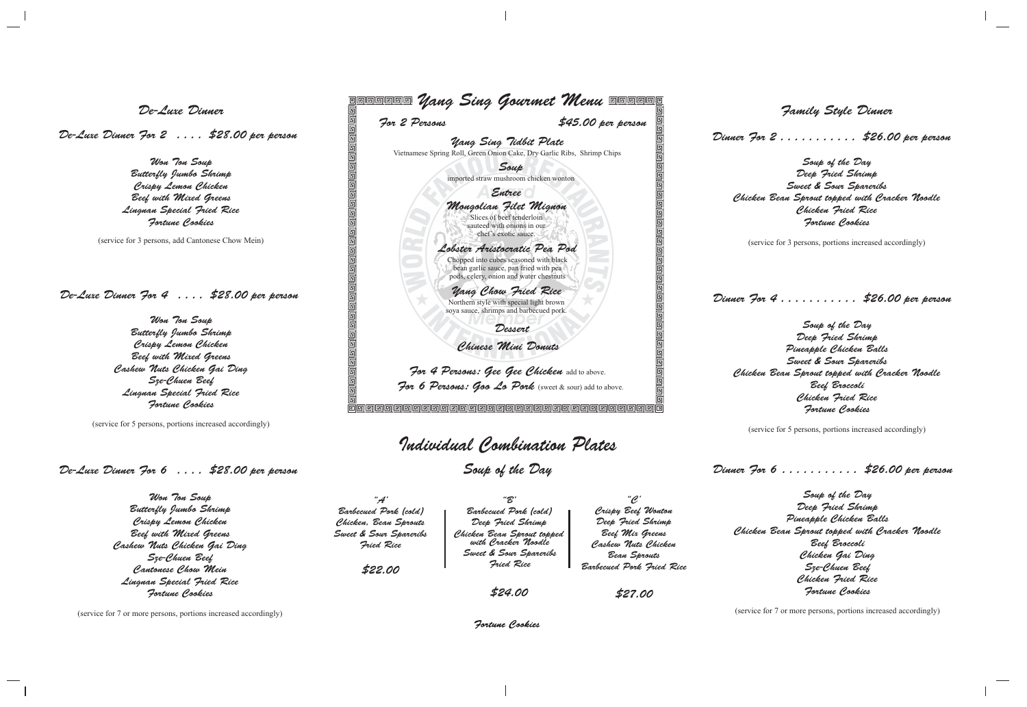## De-Luxe Dinner

### De-Luxe Dinner For 2 . . . . $28.00 per person

*Won Ton Soup*
*Butterfly Jumbo Shrimp*
*Crispy Lemon Chicken*
*Beef with Mixed Greens*
*Lingnan Special Fried Rice*
*Fortune Cookies*

(service for 3 persons, add Cantonese Chow Mein)

### De-Luxe Dinner For 4 . . . . $28.00 per person

*Won Ton Soup*
*Butterfly Jumbo Shrimp*
*Crispy Lemon Chicken*
*Beef with Mixed Greens*
*Cashew Nuts Chicken Gai Ding*
*Sze-Chuen Beef*
*Lingnan Special Fried Rice*
*Fortune Cookies*

(service for 5 persons, portions increased accordingly)

### De-Luxe Dinner For 6 . . . . $28.00 per person

*Won Ton Soup*
*Butterfly Jumbo Shrimp*
*Crispy Lemon Chicken*
*Beef with Mixed Greens*
*Cashew Nuts Chicken Gai Ding*
*Sze-Chuen Beef*
*Cantonese Chow Mein*
*Lingnan Special Fried Rice*
*Fortune Cookies*

(service for 7 or more persons, portions increased accordingly)

## Yang Sing Gourmet Menu

**For 2 Persons** **$45.00 per person**

### Yang Sing Tidbit Plate

Vietnamese Spring Roll, Green Onion Cake, Dry Garlic Ribs, Shrimp Chips

### Soup

imported straw mushroom chicken wonton

### Entree

**Mongolian Filet Mignon**

Slices of beef tenderloin sauteed with onions in our chef's exotic sauce.

**Lobster Aristocratic Pea Pod**

Chopped into cubes seasoned with black bean garlic sauce, pan fried with pea pods, celery, onion and water chestnuts

**Yang Chow Fried Rice**

Northern style with special light brown soya sauce, shrimps and barbecued pork.

### Dessert

**Chinese Mini Donuts**

**For 4 Persons: Gee Gee Chicken** add to above.

**For 6 Persons: Goo Lo Pork** (sweet & sour) add to above.

## Individual Combination Plates

### Soup of the Day

**"A"**
*Barbecued Pork (cold)*
*Chicken, Bean Sprouts*
*Sweet & Sour Spareribs*
*Fried Rice*

**$22.00**

**"B"**
*Barbecued Pork (cold)*
*Deep Fried Shrimp*
*Chicken Bean Sprout topped with Cracker Noodle*
*Sweet & Sour Spareribs*
*Fried Rice*

**$24.00**

**"C"**
*Crispy Beef Wonton*
*Deep Fried Shrimp*
*Beef Mix Greens*
*Cashew Nuts Chicken*
*Bean Sprouts*
*Barbecued Pork Fried Rice*

**$27.00**

*Fortune Cookies*

## Family Style Dinner

### Dinner For 2 . . . . . . . . . . . $26.00 per person

*Soup of the Day*
*Deep Fried Shrimp*
*Sweet & Sour Spareribs*
*Chicken Bean Sprout topped with Cracker Noodle*
*Chicken Fried Rice*
*Fortune Cookies*

(service for 3 persons, portions increased accordingly)

### Dinner For 4 . . . . . . . . . . . $26.00 per person

*Soup of the Day*
*Deep Fried Shrimp*
*Pineapple Chicken Balls*
*Sweet & Sour Spareribs*
*Chicken Bean Sprout topped with Cracker Noodle*
*Beef Broccoli*
*Chicken Fried Rice*
*Fortune Cookies*

(service for 5 persons, portions increased accordingly)

### Dinner For 6 . . . . . . . . . . . $26.00 per person

*Soup of the Day*
*Deep Fried Shrimp*
*Pineapple Chicken Balls*
*Chicken Bean Sprout topped with Cracker Noodle*
*Beef Broccoli*
*Chicken Gai Ding*
*Sze-Chuen Beef*
*Chicken Fried Rice*
*Fortune Cookies*

(service for 7 or more persons, portions increased accordingly)